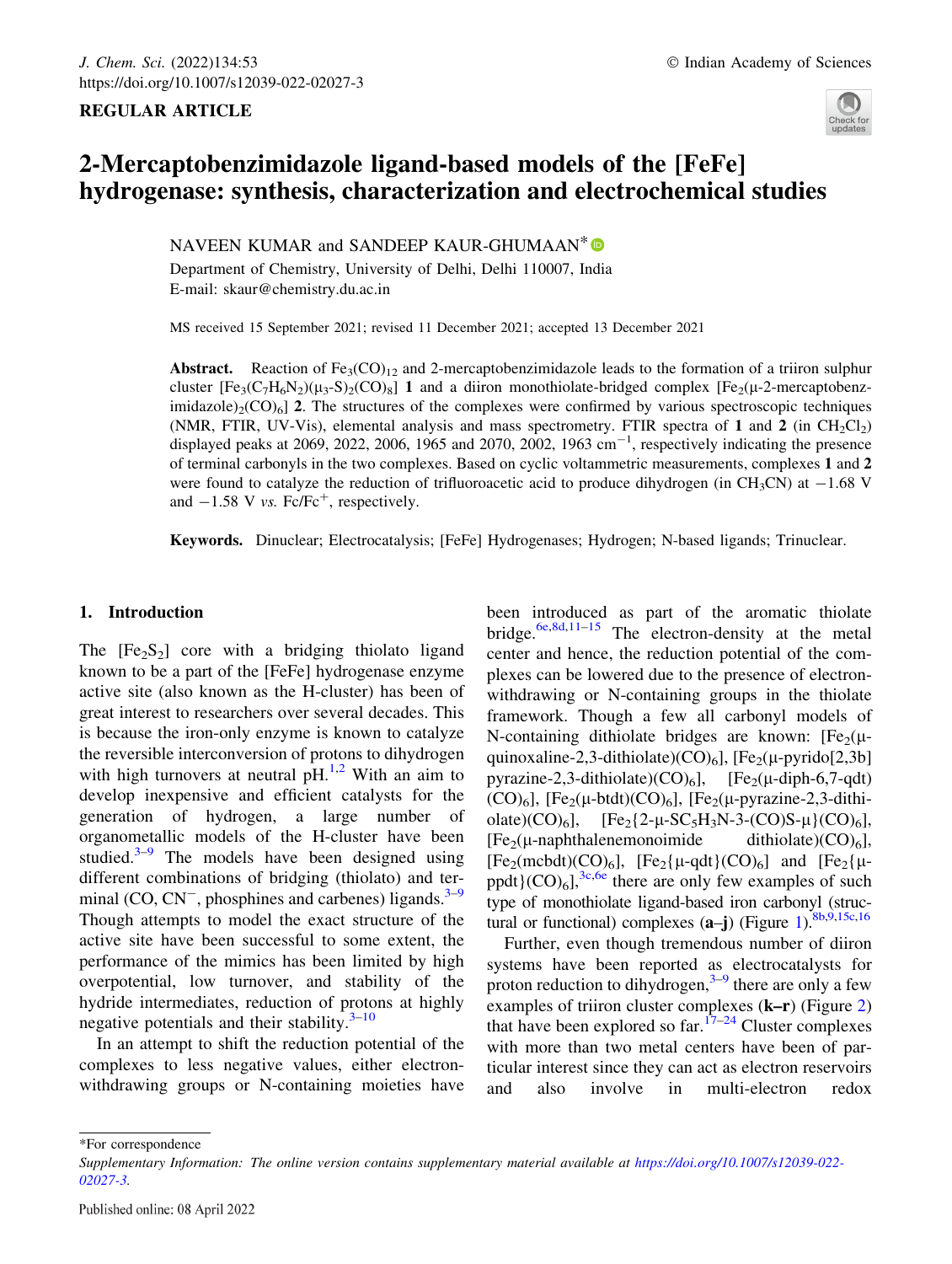REGULAR ARTICLE

# 2-Mercaptobenzimidazole ligand-based models of the [FeFe] hydrogenase: synthesis, characterization and electrochemical studies

NAVEEN KUMAR and SANDEEP KAUR-GHUMAAN*

Department of Chemistry, University of Delhi, Delhi 110007, India
E-mail: skaur@chemistry.du.ac.in

MS received 15 September 2021; revised 11 December 2021; accepted 13 December 2021

**Abstract.** Reaction of $Fe_3(CO)_{12}$ and 2-mercaptobenzimidazole leads to the formation of a triiron sulphur cluster $[Fe_3(C_7H_6N_2)(\mu_3\text{-}S)_2(CO)_8]$ **1** and a diiron monothiolate-bridged complex $[Fe_2(\mu\text{-}2\text{-mercaptobenzimidazole})_2(CO)_6]$ **2**. The structures of the complexes were confirmed by various spectroscopic techniques (NMR, FTIR, UV-Vis), elemental analysis and mass spectrometry. FTIR spectra of **1** and **2** (in $CH_2Cl_2$) displayed peaks at 2069, 2022, 2006, 1965 and 2070, 2002, 1963 $cm^{-1}$, respectively indicating the presence of terminal carbonyls in the two complexes. Based on cyclic voltammetric measurements, complexes **1** and **2** were found to catalyze the reduction of trifluoroacetic acid to produce dihydrogen (in $CH_3CN$) at −1.68 V and −1.58 V *vs.* $Fc/Fc^+$, respectively.

**Keywords.** Dinuclear; Electrocatalysis; [FeFe] Hydrogenases; Hydrogen; N-based ligands; Trinuclear.

## 1. Introduction

The $[Fe_2S_2]$ core with a bridging thiolato ligand known to be a part of the [FeFe] hydrogenase enzyme active site (also known as the H-cluster) has been of great interest to researchers over several decades. This is because the iron-only enzyme is known to catalyze the reversible interconversion of protons to dihydrogen with high turnovers at neutral pH.[1,2] With an aim to develop inexpensive and efficient catalysts for the generation of hydrogen, a large number of organometallic models of the H-cluster have been studied.[3–9] The models have been designed using different combinations of bridging (thiolato) and terminal (CO, $CN^-$, phosphines and carbenes) ligands.[3–9] Though attempts to model the exact structure of the active site have been successful to some extent, the performance of the mimics has been limited by high overpotential, low turnover, and stability of the hydride intermediates, reduction of protons at highly negative potentials and their stability.[3–10]

In an attempt to shift the reduction potential of the complexes to less negative values, either electron-withdrawing groups or N-containing moieties have been introduced as part of the aromatic thiolate bridge.[6e,8d,11–15] The electron-density at the metal center and hence, the reduction potential of the complexes can be lowered due to the presence of electron-withdrawing or N-containing groups in the thiolate framework. Though a few all carbonyl models of N-containing dithiolate bridges are known: $[Fe_2(\mu\text{-quinoxaline-2,3-dithiolate})(CO)_6]$, $[Fe_2(\mu\text{-pyrido[2,3b]pyrazine-2,3-dithiolate})(CO)_6]$, $[Fe_2(\mu\text{-diph-6,7-qdt})(CO)_6]$, $[Fe_2(\mu\text{-btdt})(CO)_6]$, $[Fe_2(\mu\text{-pyrazine-2,3-dithiolate})(CO)_6]$, $[Fe_2\{2\text{-}\mu\text{-}SC_5H_3N\text{-}3\text{-}(CO)S\text{-}\mu\}(CO)_6]$, $[Fe_2(\mu\text{-naphthalenemonoimide dithiolate})(CO)_6]$, $[Fe_2(mcbdt)(CO)_6]$, $[Fe_2\{\mu\text{-qdt}\}(CO)_6]$ and $[Fe_2\{\mu\text{-ppdt}\}(CO)_6]$,[3c,6e] there are only few examples of such type of monothiolate ligand-based iron carbonyl (structural or functional) complexes (**a–j**) (Figure 1).[8b,9,15c,16]

Further, even though tremendous number of diiron systems have been reported as electrocatalysts for proton reduction to dihydrogen,[3–9] there are only a few examples of triiron cluster complexes (**k–r**) (Figure 2) that have been explored so far.[17–24] Cluster complexes with more than two metal centers have been of particular interest since they can act as electron reservoirs and also involve in multi-electron redox

---

*For correspondence

*Supplementary Information: The online version contains supplementary material available at https://doi.org/10.1007/s12039-022-02027-3.*

Published online: 08 April 2022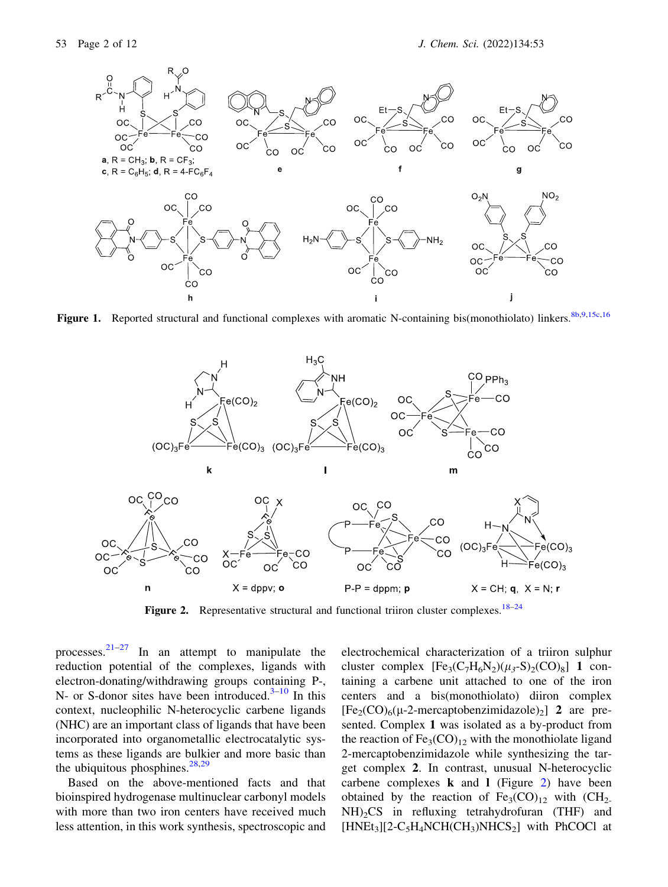**Figure 1.** Reported structural and functional complexes with aromatic N-containing bis(monothiolato) linkers.[8b,9,15c,16]

**Figure 2.** Representative structural and functional triiron cluster complexes.[18–24]

processes.[21–27] In an attempt to manipulate the reduction potential of the complexes, ligands with electron-donating/withdrawing groups containing P-, N- or S-donor sites have been introduced.[3–10] In this context, nucleophilic N-heterocyclic carbene ligands (NHC) are an important class of ligands that have been incorporated into organometallic electrocatalytic systems as these ligands are bulkier and more basic than the ubiquitous phosphines.[28,29]

Based on the above-mentioned facts and that bioinspired hydrogenase multinuclear carbonyl models with more than two iron centers have received much less attention, in this work synthesis, spectroscopic and electrochemical characterization of a triiron sulphur cluster complex $[Fe_3(C_7H_6N_2)(\mu_3\text{-}S)_2(CO)_8]$ **1** containing a carbene unit attached to one of the iron centers and a bis(monothiolato) diiron complex $[Fe_2(CO)_6(\mu\text{-}2\text{-mercaptobenzimidazole})_2]$ **2** are presented. Complex **1** was isolated as a by-product from the reaction of $Fe_3(CO)_{12}$ with the monothiolate ligand 2-mercaptobenzimidazole while synthesizing the target complex **2**. In contrast, unusual N-heterocyclic carbene complexes **k** and **l** (Figure 2) have been obtained by the reaction of $Fe_3(CO)_{12}$ with $(CH_2NH)_2CS$ in refluxing tetrahydrofuran (THF) and $[HNEt_3][2\text{-}C_5H_4NCH(CH_3)NHCS_2]$ with PhCOCl at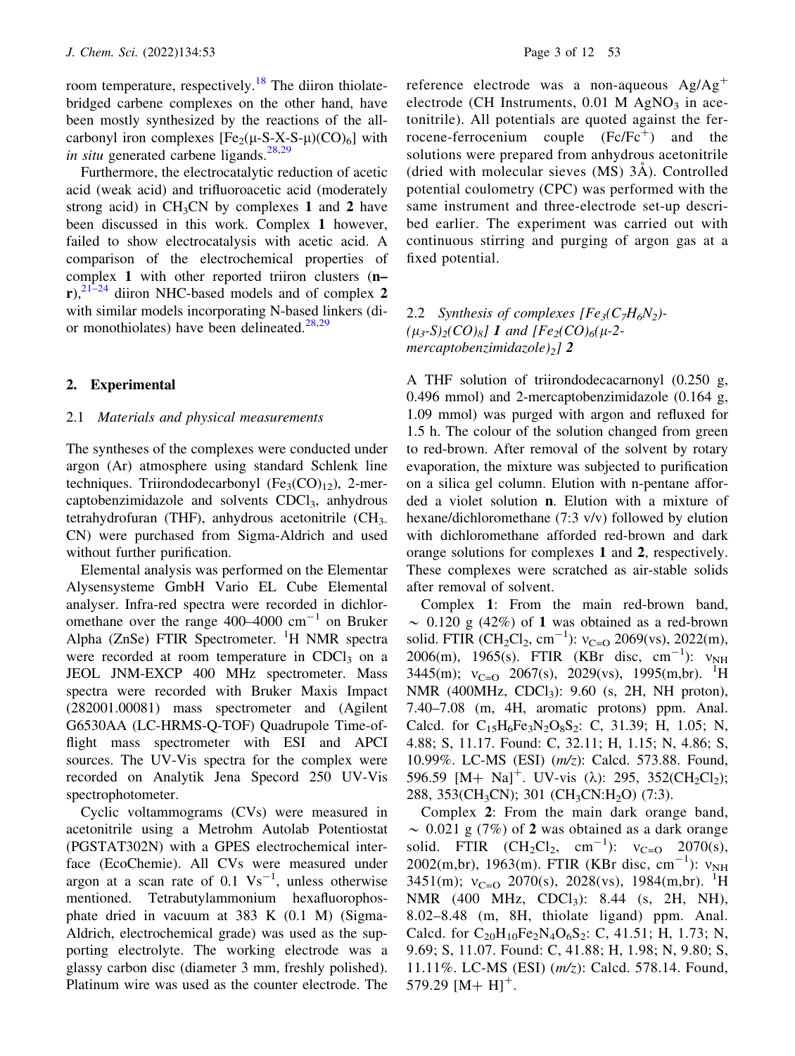room temperature, respectively.[18] The diiron thiolate-bridged carbene complexes on the other hand, have been mostly synthesized by the reactions of the all-carbonyl iron complexes $[Fe_2(\mu\text{-S-X-S-}\mu)(CO)_6]$ with *in situ* generated carbene ligands.[28,29]

Furthermore, the electrocatalytic reduction of acetic acid (weak acid) and trifluoroacetic acid (moderately strong acid) in $CH_3CN$ by complexes **1** and **2** have been discussed in this work. Complex **1** however, failed to show electrocatalysis with acetic acid. A comparison of the electrochemical properties of complex **1** with other reported triiron clusters (**n–r**),[21–24] diiron NHC-based models and of complex **2** with similar models incorporating N-based linkers (di- or monothiolates) have been delineated.[28,29]

## 2. Experimental

### 2.1 *Materials and physical measurements*

The syntheses of the complexes were conducted under argon (Ar) atmosphere using standard Schlenk line techniques. Triirondodecarbonyl ($Fe_3(CO)_{12}$), 2-mercaptobenzimidazole and solvents $CDCl_3$, anhydrous tetrahydrofuran (THF), anhydrous acetonitrile ($CH_3CN$) were purchased from Sigma-Aldrich and used without further purification.

Elemental analysis was performed on the Elementar Alysensysteme GmbH Vario EL Cube Elemental analyser. Infra-red spectra were recorded in dichloromethane over the range 400–4000 $cm^{-1}$ on Bruker Alpha (ZnSe) FTIR Spectrometer. $^1H$ NMR spectra were recorded at room temperature in $CDCl_3$ on a JEOL JNM-EXCP 400 MHz spectrometer. Mass spectra were recorded with Bruker Maxis Impact (282001.00081) mass spectrometer and (Agilent G6530AA (LC-HRMS-Q-TOF) Quadrupole Time-of-flight mass spectrometer with ESI and APCI sources. The UV-Vis spectra for the complex were recorded on Analytik Jena Specord 250 UV-Vis spectrophotometer.

Cyclic voltammograms (CVs) were measured in acetonitrile using a Metrohm Autolab Potentiostat (PGSTAT302N) with a GPES electrochemical interface (EcoChemie). All CVs were measured under argon at a scan rate of 0.1 $Vs^{-1}$, unless otherwise mentioned. Tetrabutylammonium hexafluorophosphate dried in vacuum at 383 K (0.1 M) (Sigma-Aldrich, electrochemical grade) was used as the supporting electrolyte. The working electrode was a glassy carbon disc (diameter 3 mm, freshly polished). Platinum wire was used as the counter electrode. The reference electrode was a non-aqueous $Ag/Ag^+$ electrode (CH Instruments, 0.01 M $AgNO_3$ in acetonitrile). All potentials are quoted against the ferrocene-ferrocenium couple ($Fc/Fc^+$) and the solutions were prepared from anhydrous acetonitrile (dried with molecular sieves (MS) 3Å). Controlled potential coulometry (CPC) was performed with the same instrument and three-electrode set-up described earlier. The experiment was carried out with continuous stirring and purging of argon gas at a fixed potential.

### 2.2 *Synthesis of complexes $[Fe_3(C_7H_6N_2)(\mu_3\text{-}S)_2(CO)_8]$ 1 and $[Fe_2(CO)_6(\mu\text{-}2\text{-}mercaptobenzimidazole)_2]$ 2*

A THF solution of triirondodecacarnonyl (0.250 g, 0.496 mmol) and 2-mercaptobenzimidazole (0.164 g, 1.09 mmol) was purged with argon and refluxed for 1.5 h. The colour of the solution changed from green to red-brown. After removal of the solvent by rotary evaporation, the mixture was subjected to purification on a silica gel column. Elution with n-pentane afforded a violet solution **n**. Elution with a mixture of hexane/dichloromethane (7:3 v/v) followed by elution with dichloromethane afforded red-brown and dark orange solutions for complexes **1** and **2**, respectively. These complexes were scratched as air-stable solids after removal of solvent.

Complex **1**: From the main red-brown band, ~ 0.120 g (42%) of **1** was obtained as a red-brown solid. FTIR ($CH_2Cl_2$, $cm^{-1}$): $\nu_{C=O}$ 2069(vs), 2022(m), 2006(m), 1965(s). FTIR (KBr disc, $cm^{-1}$): $\nu_{NH}$ 3445(m); $\nu_{C=O}$ 2067(s), 2029(vs), 1995(m,br). $^1H$ NMR (400MHz, $CDCl_3$): 9.60 (s, 2H, NH proton), 7.40–7.08 (m, 4H, aromatic protons) ppm. Anal. Calcd. for $C_{15}H_6Fe_3N_2O_8S_2$: C, 31.39; H, 1.05; N, 4.88; S, 11.17. Found: C, 32.11; H, 1.15; N, 4.86; S, 10.99%. LC-MS (ESI) (*m/z*): Calcd. 573.88. Found, 596.59 $[M+ Na]^+$. UV-vis (λ): 295, 352($CH_2Cl_2$); 288, 353($CH_3CN$); 301 ($CH_3CN$:$H_2O$) (7:3).

Complex **2**: From the main dark orange band, ~ 0.021 g (7%) of **2** was obtained as a dark orange solid. FTIR ($CH_2Cl_2$, $cm^{-1}$): $\nu_{C=O}$ 2070(s), 2002(m,br), 1963(m). FTIR (KBr disc, $cm^{-1}$): $\nu_{NH}$ 3451(m); $\nu_{C=O}$ 2070(s), 2028(vs), 1984(m,br). $^1H$ NMR (400 MHz, $CDCl_3$): 8.44 (s, 2H, NH), 8.02–8.48 (m, 8H, thiolate ligand) ppm. Anal. Calcd. for $C_{20}H_{10}Fe_2N_4O_6S_2$: C, 41.51; H, 1.73; N, 9.69; S, 11.07. Found: C, 41.88; H, 1.98; N, 9.80; S, 11.11%. LC-MS (ESI) (*m/z*): Calcd. 578.14. Found, 579.29 $[M+ H]^+$.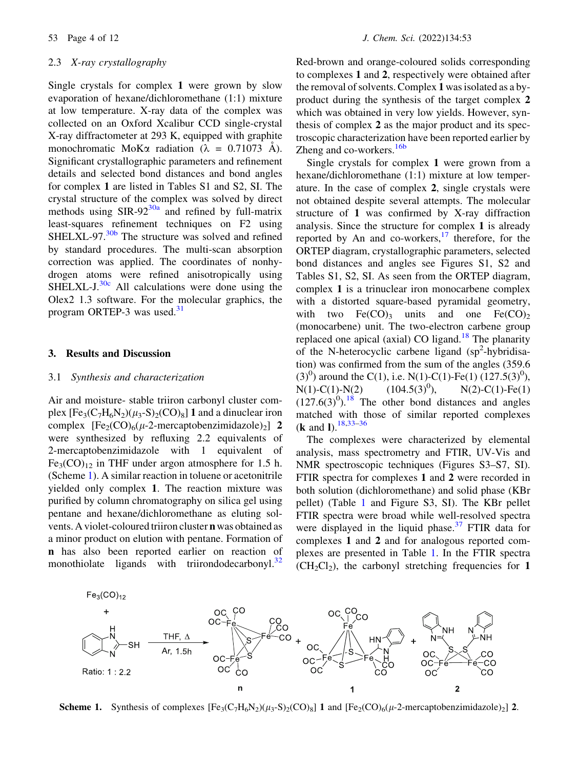### 2.3 *X-ray crystallography*

Single crystals for complex **1** were grown by slow evaporation of hexane/dichloromethane (1:1) mixture at low temperature. X-ray data of the complex was collected on an Oxford Xcalibur CCD single-crystal X-ray diffractometer at 293 K, equipped with graphite monochromatic MoK$\alpha$ radiation ($\lambda$ = 0.71073 Å). Significant crystallographic parameters and refinement details and selected bond distances and bond angles for complex **1** are listed in Tables S1 and S2, SI. The crystal structure of the complex was solved by direct methods using SIR-92[30a] and refined by full-matrix least-squares refinement techniques on F2 using SHELXL-97.[30b] The structure was solved and refined by standard procedures. The multi-scan absorption correction was applied. The coordinates of nonhydrogen atoms were refined anisotropically using SHELXL-J.[30c] All calculations were done using the Olex2 1.3 software. For the molecular graphics, the program ORTEP-3 was used.[31]

## 3. Results and Discussion

### 3.1 *Synthesis and characterization*

Air and moisture- stable triiron carbonyl cluster complex $[Fe_3(C_7H_6N_2)(\mu_3\text{-}S)_2(CO)_8]$ **1** and a dinuclear iron complex $[Fe_2(CO)_6(\mu\text{-}2\text{-mercaptobenzimidazole})_2]$ **2** were synthesized by refluxing 2.2 equivalents of 2-mercaptobenzimidazole with 1 equivalent of $Fe_3(CO)_{12}$ in THF under argon atmosphere for 1.5 h. (Scheme 1). A similar reaction in toluene or acetonitrile yielded only complex **1**. The reaction mixture was purified by column chromatography on silica gel using pentane and hexane/dichloromethane as eluting solvents. A violet-coloured triiron cluster **n** was obtained as a minor product on elution with pentane. Formation of **n** has also been reported earlier on reaction of monothiolate ligands with triirondodecarbonyl.[32] Red-brown and orange-coloured solids corresponding to complexes **1** and **2**, respectively were obtained after the removal of solvents. Complex **1** was isolated as a by-product during the synthesis of the target complex **2** which was obtained in very low yields. However, synthesis of complex **2** as the major product and its spectroscopic characterization have been reported earlier by Zheng and co-workers.[16b]

Single crystals for complex **1** were grown from a hexane/dichloromethane (1:1) mixture at low temperature. In the case of complex **2**, single crystals were not obtained despite several attempts. The molecular structure of **1** was confirmed by X-ray diffraction analysis. Since the structure for complex **1** is already reported by An and co-workers,[17] therefore, for the ORTEP diagram, crystallographic parameters, selected bond distances and angles see Figures S1, S2 and Tables S1, S2, SI. As seen from the ORTEP diagram, complex **1** is a trinuclear iron monocarbene complex with a distorted square-based pyramidal geometry, with two $Fe(CO)_3$ units and one $Fe(CO)_2$ (monocarbene) unit. The two-electron carbene group replaced one apical (axial) CO ligand.[18] The planarity of the N-heterocyclic carbene ligand ($sp^2$-hybridisation) was confirmed from the sum of the angles (359.6 $(3)^0$) around the C(1), i.e. N(1)-C(1)-Fe(1) (127.5(3)$^0$), N(1)-C(1)-N(2) (104.5(3)$^0$), N(2)-C(1)-Fe(1) (127.6(3)$^0$).[18] The other bond distances and angles matched with those of similar reported complexes (**k** and **l**).[18,33–36]

The complexes were characterized by elemental analysis, mass spectrometry and FTIR, UV-Vis and NMR spectroscopic techniques (Figures S3–S7, SI). FTIR spectra for complexes **1** and **2** were recorded in both solution (dichloromethane) and solid phase (KBr pellet) (Table 1 and Figure S3, SI). The KBr pellet FTIR spectra were broad while well-resolved spectra were displayed in the liquid phase.[37] FTIR data for complexes **1** and **2** and for analogous reported complexes are presented in Table 1. In the FTIR spectra ($CH_2Cl_2$), the carbonyl stretching frequencies for **1**

**Scheme 1.** Synthesis of complexes $[Fe_3(C_7H_6N_2)(\mu_3\text{-}S)_2(CO)_8]$ **1** and $[Fe_2(CO)_6(\mu\text{-}2\text{-mercaptobenzimidazole})_2]$ **2**.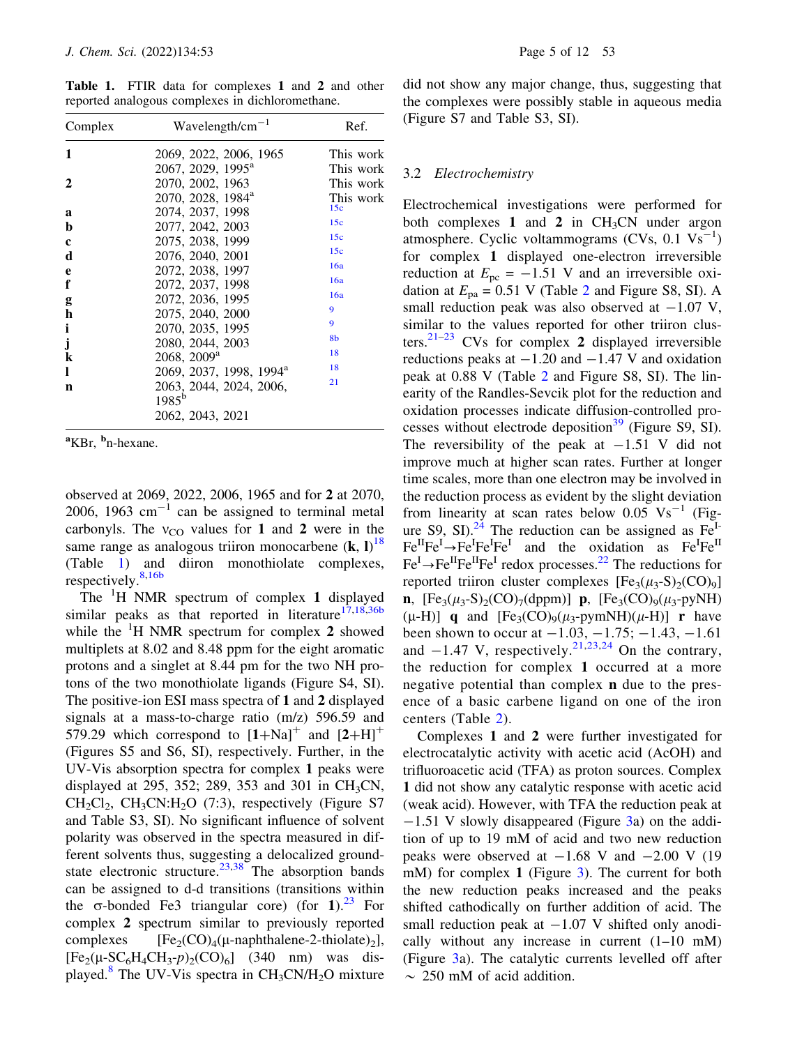**Table 1.** FTIR data for complexes **1** and **2** and other reported analogous complexes in dichloromethane.

| Complex | Wavelength/cm$^{-1}$ | Ref. |
|---|---|---|
| **1** | 2069, 2022, 2006, 1965 | This work |
| | 2067, 2029, 1995[a] | This work |
| **2** | 2070, 2002, 1963 | This work |
| | 2070, 2028, 1984[a] | This work |
| **a** | 2074, 2037, 1998 | 15c |
| **b** | 2077, 2042, 2003 | 15c |
| **c** | 2075, 2038, 1999 | 15c |
| **d** | 2076, 2040, 2001 | 15c |
| **e** | 2072, 2038, 1997 | 16a |
| **f** | 2072, 2037, 1998 | 16a |
| **g** | 2072, 2036, 1995 | 16a |
| **h** | 2075, 2040, 2000 | 9 |
| **i** | 2070, 2035, 1995 | 9 |
| **j** | 2080, 2044, 2003 | 8b |
| **k** | 2068, 2009[a] | 18 |
| **l** | 2069, 2037, 1998, 1994[a] | 18 |
| **n** | 2063, 2044, 2024, 2006, 1985[b] | 21 |
| | 2062, 2043, 2021 | |

[a]KBr, [b]n-hexane.

observed at 2069, 2022, 2006, 1965 and for **2** at 2070, 2006, 1963 cm$^{-1}$ can be assigned to terminal metal carbonyls. The $\nu_{CO}$ values for **1** and **2** were in the same range as analogous triiron monocarbene (**k**, **l**)[18] (Table 1) and diiron monothiolate complexes, respectively.[8,16b]

The $^1$H NMR spectrum of complex **1** displayed similar peaks as that reported in literature[17,18,36b] while the $^1$H NMR spectrum for complex **2** showed multiplets at 8.02 and 8.48 ppm for the eight aromatic protons and a singlet at 8.44 pm for the two NH protons of the two monothiolate ligands (Figure S4, SI). The positive-ion ESI mass spectra of **1** and **2** displayed signals at a mass-to-charge ratio (m/z) 596.59 and 579.29 which correspond to $[\mathbf{1}+Na]^+$ and $[\mathbf{2}+H]^+$ (Figures S5 and S6, SI), respectively. Further, in the UV-Vis absorption spectra for complex **1** peaks were displayed at 295, 352; 289, 353 and 301 in $CH_3CN$, $CH_2Cl_2$, $CH_3CN$:$H_2O$ (7:3), respectively (Figure S7 and Table S3, SI). No significant influence of solvent polarity was observed in the spectra measured in different solvents thus, suggesting a delocalized ground-state electronic structure.[23,38] The absorption bands can be assigned to d-d transitions (transitions within the σ-bonded Fe3 triangular core) (for **1**).[23] For complex **2** spectrum similar to previously reported complexes $[Fe_2(CO)_4(\mu\text{-naphthalene-2-thiolate})_2]$, $[Fe_2(\mu\text{-}SC_6H_4CH_3\text{-}p)_2(CO)_6]$ (340 nm) was displayed.[8] The UV-Vis spectra in $CH_3CN/H_2O$ mixture did not show any major change, thus, suggesting that the complexes were possibly stable in aqueous media (Figure S7 and Table S3, SI).

### 3.2 *Electrochemistry*

Electrochemical investigations were performed for both complexes **1** and **2** in $CH_3CN$ under argon atmosphere. Cyclic voltammograms (CVs, 0.1 Vs$^{-1}$) for complex **1** displayed one-electron irreversible reduction at $E_{pc}$ = −1.51 V and an irreversible oxidation at $E_{pa}$ = 0.51 V (Table 2 and Figure S8, SI). A small reduction peak was also observed at −1.07 V, similar to the values reported for other triiron clusters.[21–23] CVs for complex **2** displayed irreversible reductions peaks at −1.20 and −1.47 V and oxidation peak at 0.88 V (Table 2 and Figure S8, SI). The linearity of the Randles-Sevcik plot for the reduction and oxidation processes indicate diffusion-controlled processes without electrode deposition[39] (Figure S9, SI). The reversibility of the peak at −1.51 V did not improve much at higher scan rates. Further at longer time scales, more than one electron may be involved in the reduction process as evident by the slight deviation from linearity at scan rates below 0.05 Vs$^{-1}$ (Figure S9, SI).[24] The reduction can be assigned as $Fe^{I}Fe^{II}Fe^{I} \rightarrow Fe^{I}Fe^{I}Fe^{I}$ and the oxidation as $Fe^{I}Fe^{II}Fe^{I} \rightarrow Fe^{II}Fe^{II}Fe^{I}$ redox processes.[22] The reductions for reported triiron cluster complexes $[Fe_3(\mu_3\text{-}S)_2(CO)_9]$ **n**, $[Fe_3(\mu_3\text{-}S)_2(CO)_7(dppm)]$ **p**, $[Fe_3(CO)_9(\mu_3\text{-pyNH})(\mu\text{-H})]$ **q** and $[Fe_3(CO)_9(\mu_3\text{-pymNH})(\mu\text{-H})]$ **r** have been shown to occur at −1.03, −1.75; −1.43, −1.61 and −1.47 V, respectively.[21,23,24] On the contrary, the reduction for complex **1** occurred at a more negative potential than complex **n** due to the presence of a basic carbene ligand on one of the iron centers (Table 2).

Complexes **1** and **2** were further investigated for electrocatalytic activity with acetic acid (AcOH) and trifluoroacetic acid (TFA) as proton sources. Complex **1** did not show any catalytic response with acetic acid (weak acid). However, with TFA the reduction peak at −1.51 V slowly disappeared (Figure 3a) on the addition of up to 19 mM of acid and two new reduction peaks were observed at −1.68 V and −2.00 V (19 mM) for complex **1** (Figure 3). The current for both the new reduction peaks increased and the peaks shifted cathodically on further addition of acid. The small reduction peak at −1.07 V shifted only anodically without any increase in current (1–10 mM) (Figure 3a). The catalytic currents levelled off after ∼ 250 mM of acid addition.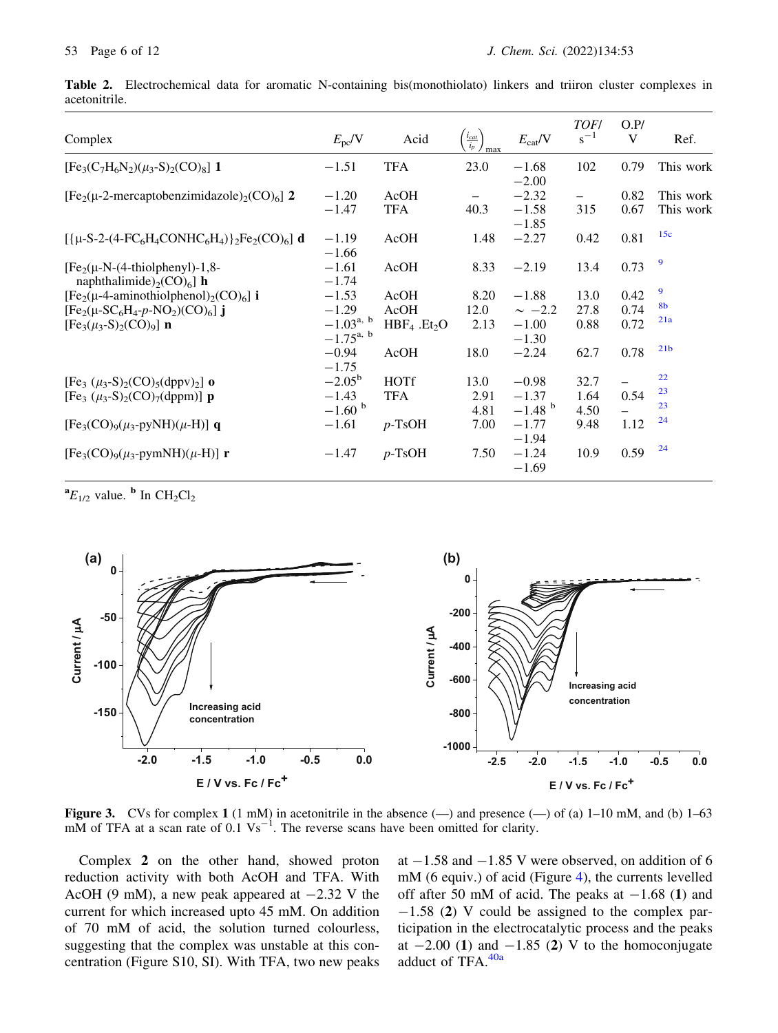**Table 2.** Electrochemical data for aromatic N-containing bis(monothiolato) linkers and triiron cluster complexes in acetonitrile.

| Complex | $E_{pc}$/V | Acid | $\left(\frac{i_{cat}}{i_p}\right)_{max}$ | $E_{cat}$/V | *TOF*/ $s^{-1}$ | O.P/ V | Ref. |
|---|---|---|---|---|---|---|---|
| $[Fe_3(C_7H_6N_2)(\mu_3\text{-}S)_2(CO)_8]$ **1** | −1.51 | TFA | 23.0 | −1.68 −2.00 | 102 | 0.79 | This work |
| $[Fe_2(\mu\text{-2-mercaptobenzimidazole})_2(CO)_6]$ **2** | −1.20 | AcOH | – | −2.32 | – | 0.82 | This work |
| | −1.47 | TFA | 40.3 | −1.58 −1.85 | 315 | 0.67 | This work |
| $[\{\mu\text{-S-2-}(4\text{-}FC_6H_4CONHC_6H_4)\}_2Fe_2(CO)_6]$ **d** | −1.19 −1.66 | AcOH | 1.48 | −2.27 | 0.42 | 0.81 | 15c |
| $[Fe_2(\mu\text{-N-(4-thiolphenyl)-1,8-naphthalimide})_2(CO)_6]$ **h** | −1.61 −1.74 | AcOH | 8.33 | −2.19 | 13.4 | 0.73 | 9 |
| $[Fe_2(\mu\text{-4-aminothiolphenol})_2(CO)_6]$ **i** | −1.53 | AcOH | 8.20 | −1.88 | 13.0 | 0.42 | 9 |
| $[Fe_2(\mu\text{-}SC_6H_4\text{-}p\text{-}NO_2)(CO)_6]$ **j** | −1.29 | AcOH | 12.0 | ∼ −2.2 | 27.8 | 0.74 | 8b |
| $[Fe_3(\mu_3\text{-}S)_2(CO)_9]$ **n** | −1.03[a, b] −1.75[a, b] | $HBF_4.Et_2O$ | 2.13 | −1.00 −1.30 | 0.88 | 0.72 | 21a |
| | −0.94 −1.75 | AcOH | 18.0 | −2.24 | 62.7 | 0.78 | 21b |
| $[Fe_3(\mu_3\text{-}S)_2(CO)_5(dppv)_2]$ **o** | −2.05[b] | HOTf | 13.0 | −0.98 | 32.7 | – | 22 |
| $[Fe_3(\mu_3\text{-}S)_2(CO)_7(dppm)]$ **p** | −1.43 | TFA | 2.91 | −1.37 | 1.64 | 0.54 | 23 |
| | −1.60[b] | | 4.81 | −1.48[b] | 4.50 | – | 23 |
| $[Fe_3(CO)_9(\mu_3\text{-pyNH})(\mu\text{-H})]$ **q** | −1.61 | *p*-TsOH | 7.00 | −1.77 −1.94 | 9.48 | 1.12 | 24 |
| $[Fe_3(CO)_9(\mu_3\text{-pymNH})(\mu\text{-H})]$ **r** | −1.47 | *p*-TsOH | 7.50 | −1.24 −1.69 | 10.9 | 0.59 | 24 |

[a] $E_{1/2}$ value. [b] In $CH_2Cl_2$

**Figure 3.** CVs for complex **1** (1 mM) in acetonitrile in the absence (—) and presence (—) of (a) 1–10 mM, and (b) 1–63 mM of TFA at a scan rate of 0.1 $Vs^{-1}$. The reverse scans have been omitted for clarity.

Complex **2** on the other hand, showed proton reduction activity with both AcOH and TFA. With AcOH (9 mM), a new peak appeared at −2.32 V the current for which increased upto 45 mM. On addition of 70 mM of acid, the solution turned colourless, suggesting that the complex was unstable at this concentration (Figure S10, SI). With TFA, two new peaks at −1.58 and −1.85 V were observed, on addition of 6 mM (6 equiv.) of acid (Figure 4), the currents levelled off after 50 mM of acid. The peaks at −1.68 (**1**) and −1.58 (**2**) V could be assigned to the complex participation in the electrocatalytic process and the peaks at −2.00 (**1**) and −1.85 (**2**) V to the homoconjugate adduct of TFA.[40a]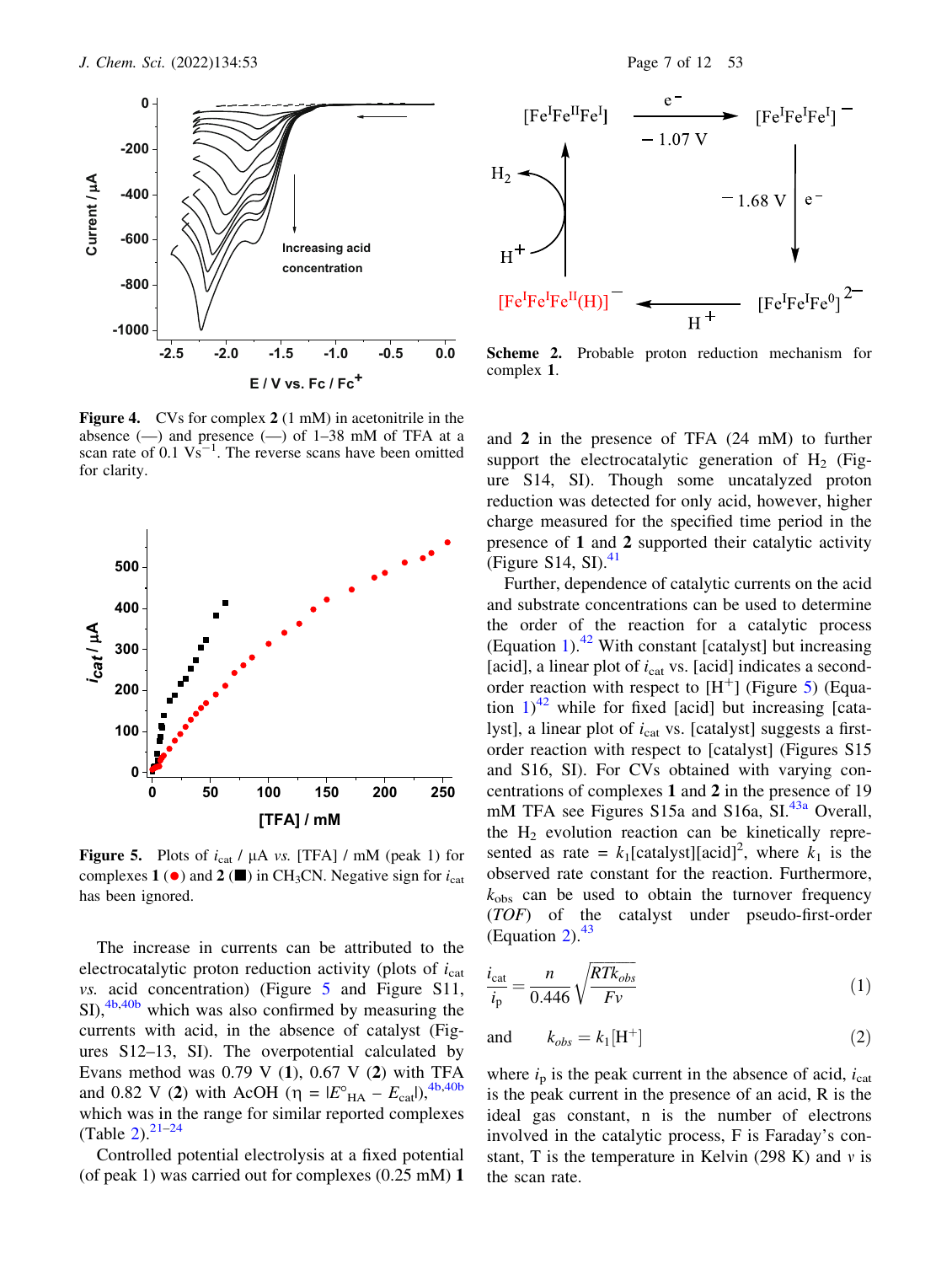Figure 4. CVs for complex **2** (1 mM) in acetonitrile in the absence (—) and presence (—) of 1–38 mM of TFA at a scan rate of 0.1 $Vs^{-1}$. The reverse scans have been omitted for clarity.

Figure 5. Plots of $i_{cat}$ / μA *vs.* [TFA] / mM (peak 1) for complexes **1** (●) and **2** (■) in $CH_3CN$. Negative sign for $i_{cat}$ has been ignored.

The increase in currents can be attributed to the electrocatalytic proton reduction activity (plots of $i_{cat}$ *vs.* acid concentration) (Figure 5 and Figure S11, SI),[4b,40b] which was also confirmed by measuring the currents with acid, in the absence of catalyst (Figures S12–13, SI). The overpotential calculated by Evans method was 0.79 V (**1**), 0.67 V (**2**) with TFA and 0.82 V (**2**) with AcOH ($\eta = |E^{\circ}_{HA} - E_{cat}|$),[4b,40b] which was in the range for similar reported complexes (Table 2).[21–24]

Controlled potential electrolysis at a fixed potential (of peak 1) was carried out for complexes (0.25 mM) **1** and **2** in the presence of TFA (24 mM) to further support the electrocatalytic generation of $H_2$ (Figure S14, SI). Though some uncatalyzed proton reduction was detected for only acid, however, higher charge measured for the specified time period in the presence of **1** and **2** supported their catalytic activity (Figure S14, SI).[41]

Scheme 2. Probable proton reduction mechanism for complex **1**.

Further, dependence of catalytic currents on the acid and substrate concentrations can be used to determine the order of the reaction for a catalytic process (Equation 1).[42] With constant [catalyst] but increasing [acid], a linear plot of $i_{cat}$ vs. [acid] indicates a second-order reaction with respect to $[H^+]$ (Figure 5) (Equation 1)[42] while for fixed [acid] but increasing [catalyst], a linear plot of $i_{cat}$ vs. [catalyst] suggests a first-order reaction with respect to [catalyst] (Figures S15 and S16, SI). For CVs obtained with varying concentrations of complexes **1** and **2** in the presence of 19 mM TFA see Figures S15a and S16a, SI.[43a] Overall, the $H_2$ evolution reaction can be kinetically represented as rate = $k_1[\text{catalyst}][\text{acid}]^2$, where $k_1$ is the observed rate constant for the reaction. Furthermore, $k_{obs}$ can be used to obtain the turnover frequency (*TOF*) of the catalyst under pseudo-first-order (Equation 2).[43]

$$\frac{i_{cat}}{i_p} = \frac{n}{0.446}\sqrt{\frac{RTk_{obs}}{Fv}} \tag{1}$$

and

$$k_{obs} = k_1[H^+] \tag{2}$$

where $i_p$ is the peak current in the absence of acid, $i_{cat}$ is the peak current in the presence of an acid, R is the ideal gas constant, n is the number of electrons involved in the catalytic process, F is Faraday's constant, T is the temperature in Kelvin (298 K) and $v$ is the scan rate.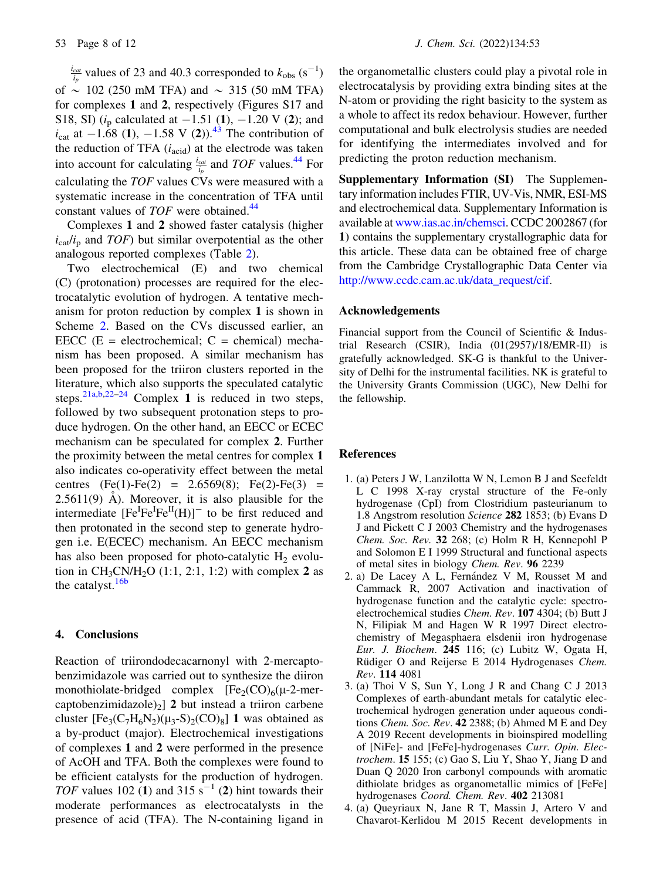$\frac{i_{cat}}{i_p}$ values of 23 and 40.3 corresponded to $k_{obs}$ ($s^{-1}$) of ~ 102 (250 mM TFA) and ~ 315 (50 mM TFA) for complexes **1** and **2**, respectively (Figures S17 and S18, SI) ($i_p$ calculated at −1.51 (**1**), −1.20 V (**2**); and $i_{cat}$ at −1.68 (**1**), −1.58 V (**2**)).[43] The contribution of the reduction of TFA ($i_{acid}$) at the electrode was taken into account for calculating $\frac{i_{cat}}{i_p}$ and *TOF* values.[44] For calculating the *TOF* values CVs were measured with a systematic increase in the concentration of TFA until constant values of *TOF* were obtained.[44]

Complexes **1** and **2** showed faster catalysis (higher $i_{cat}/i_p$ and *TOF*) but similar overpotential as the other analogous reported complexes (Table 2).

Two electrochemical (E) and two chemical (C) (protonation) processes are required for the electrocatalytic evolution of hydrogen. A tentative mechanism for proton reduction by complex **1** is shown in Scheme 2. Based on the CVs discussed earlier, an EECC (E = electrochemical; C = chemical) mechanism has been proposed. A similar mechanism has been proposed for the triiron clusters reported in the literature, which also supports the speculated catalytic steps.[21a,b,22–24] Complex **1** is reduced in two steps, followed by two subsequent protonation steps to produce hydrogen. On the other hand, an EECC or ECEC mechanism can be speculated for complex **2**. Further the proximity between the metal centres for complex **1** also indicates co-operativity effect between the metal centres (Fe(1)-Fe(2) = 2.6569(8); Fe(2)-Fe(3) = 2.5611(9) Å). Moreover, it is also plausible for the intermediate $[Fe^{I}Fe^{I}Fe^{II}(H)]^{-}$ to be first reduced and then protonated in the second step to generate hydrogen i.e. E(ECEC) mechanism. An EECC mechanism has also been proposed for photo-catalytic $H_2$ evolution in $CH_3CN/H_2O$ (1:1, 2:1, 1:2) with complex **2** as the catalyst.[16b]

## 4. Conclusions

Reaction of triirondodecacarnonyl with 2-mercaptobenzimidazole was carried out to synthesize the diiron monothiolate-bridged complex $[Fe_2(CO)_6(\mu\text{-2-mercaptobenzimidazole})_2]$ **2** but instead a triiron carbene cluster $[Fe_3(C_7H_6N_2)(\mu_3\text{-}S)_2(CO)_8]$ **1** was obtained as a by-product (major). Electrochemical investigations of complexes **1** and **2** were performed in the presence of AcOH and TFA. Both the complexes were found to be efficient catalysts for the production of hydrogen. *TOF* values 102 (**1**) and 315 $s^{-1}$ (**2**) hint towards their moderate performances as electrocatalysts in the presence of acid (TFA). The N-containing ligand in the organometallic clusters could play a pivotal role in electrocatalysis by providing extra binding sites at the N-atom or providing the right basicity to the system as a whole to affect its redox behaviour. However, further computational and bulk electrolysis studies are needed for identifying the intermediates involved and for predicting the proton reduction mechanism.

**Supplementary Information (SI)** The Supplementary information includes FTIR, UV-Vis, NMR, ESI-MS and electrochemical data. Supplementary Information is available at www.ias.ac.in/chemsci. CCDC 2002867 (for **1**) contains the supplementary crystallographic data for this article. These data can be obtained free of charge from the Cambridge Crystallographic Data Center via http://www.ccdc.cam.ac.uk/data_request/cif.

## Acknowledgements

Financial support from the Council of Scientific & Industrial Research (CSIR), India (01(2957)/18/EMR-II) is gratefully acknowledged. SK-G is thankful to the University of Delhi for the instrumental facilities. NK is grateful to the University Grants Commission (UGC), New Delhi for the fellowship.

## References

1. (a) Peters J W, Lanzilotta W N, Lemon B J and Seefeldt L C 1998 X-ray crystal structure of the Fe-only hydrogenase (CpI) from Clostridium pasteurianum to 1.8 Angstrom resolution *Science* **282** 1853; (b) Evans D J and Pickett C J 2003 Chemistry and the hydrogenases *Chem. Soc. Rev.* **32** 268; (c) Holm R H, Kennepohl P and Solomon E I 1999 Structural and functional aspects of metal sites in biology *Chem. Rev*. **96** 2239
2. a) De Lacey A L, Fernández V M, Rousset M and Cammack R, 2007 Activation and inactivation of hydrogenase function and the catalytic cycle: spectroelectrochemical studies *Chem. Rev*. **107** 4304; (b) Butt J N, Filipiak M and Hagen W R 1997 Direct electrochemistry of Megasphaera elsdenii iron hydrogenase *Eur. J. Biochem*. **245** 116; (c) Lubitz W, Ogata H, Rüdiger O and Reijerse E 2014 Hydrogenases *Chem. Rev*. **114** 4081
3. (a) Thoi V S, Sun Y, Long J R and Chang C J 2013 Complexes of earth-abundant metals for catalytic electrochemical hydrogen generation under aqueous conditions *Chem. Soc. Rev*. **42** 2388; (b) Ahmed M E and Dey A 2019 Recent developments in bioinspired modelling of [NiFe]- and [FeFe]-hydrogenases *Curr. Opin. Electrochem*. **15** 155; (c) Gao S, Liu Y, Shao Y, Jiang D and Duan Q 2020 Iron carbonyl compounds with aromatic dithiolate bridges as organometallic mimics of [FeFe] hydrogenases *Coord. Chem. Rev*. **402** 213081
4. (a) Queyriaux N, Jane R T, Massin J, Artero V and Chavarot-Kerlidou M 2015 Recent developments in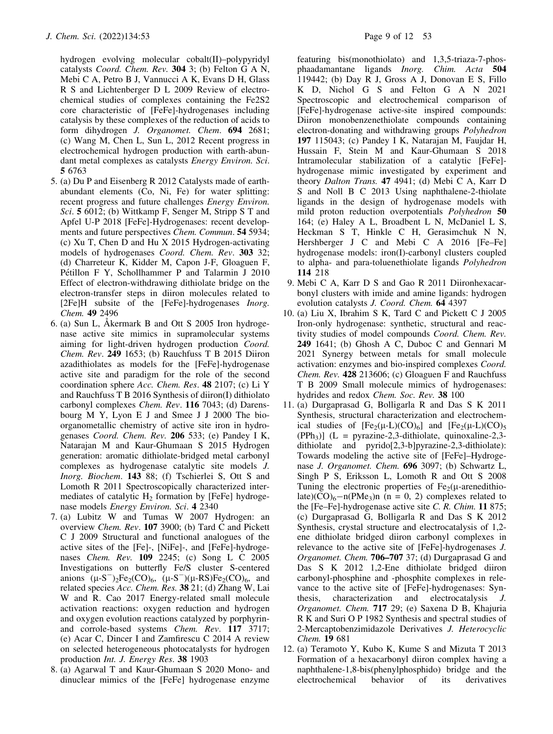hydrogen evolving molecular cobalt(II)–polypyridyl catalysts *Coord. Chem. Rev.* **304** 3; (b) Felton G A N, Mebi C A, Petro B J, Vannucci A K, Evans D H, Glass R S and Lichtenberger D L 2009 Review of electrochemical studies of complexes containing the Fe2S2 core characteristic of [FeFe]-hydrogenases including catalysis by these complexes of the reduction of acids to form dihydrogen *J. Organomet. Chem*. **694** 2681; (c) Wang M, Chen L, Sun L, 2012 Recent progress in electrochemical hydrogen production with earth-abundant metal complexes as catalysts *Energy Environ. Sci*. **5** 6763

5. (a) Du P and Eisenberg R 2012 Catalysts made of earth-abundant elements (Co, Ni, Fe) for water splitting: recent progress and future challenges *Energy Environ. Sci*. **5** 6012; (b) Wittkamp F, Senger M, Stripp S T and Apfel U-P 2018 [FeFe]-Hydrogenases: recent developments and future perspectives *Chem. Commun*. **54** 5934; (c) Xu T, Chen D and Hu X 2015 Hydrogen-activating models of hydrogenases *Coord. Chem. Rev*. **303** 32; (d) Charreteur K, Kidder M, Capon J-F, Gloaguen F, Pétillon F Y, Schollhammer P and Talarmin J 2010 Effect of electron-withdrawing dithiolate bridge on the electron-transfer steps in diiron molecules related to [2Fe]H subsite of the [FeFe]-hydrogenases *Inorg. Chem.* **49** 2496
6. (a) Sun L, Åkermark B and Ott S 2005 Iron hydrogenase active site mimics in supramolecular systems aiming for light-driven hydrogen production *Coord. Chem. Rev*. **249** 1653; (b) Rauchfuss T B 2015 Diiron azadithiolates as models for the [FeFe]-hydrogenase active site and paradigm for the role of the second coordination sphere *Acc. Chem. Res*. **48** 2107; (c) Li Y and Rauchfuss T B 2016 Synthesis of diiron(I) dithiolato carbonyl complexes *Chem. Rev*. **116** 7043; (d) Darensbourg M Y, Lyon E J and Smee J J 2000 The bio-organometallic chemistry of active site iron in hydrogenases *Coord. Chem. Rev*. **206** 533; (e) Pandey I K, Natarajan M and Kaur-Ghumaan S 2015 Hydrogen generation: aromatic dithiolate-bridged metal carbonyl complexes as hydrogenase catalytic site models *J. Inorg. Biochem*. **143** 88; (f) Tschierlei S, Ott S and Lomoth R 2011 Spectroscopically characterized intermediates of catalytic $H_2$ formation by [FeFe] hydrogenase models *Energy Environ. Sci*. **4** 2340
7. (a) Lubitz W and Tumas W 2007 Hydrogen: an overview *Chem. Rev*. **107** 3900; (b) Tard C and Pickett C J 2009 Structural and functional analogues of the active sites of the [Fe]-, [NiFe]-, and [FeFe]-hydrogenases *Chem. Rev.* **109** 2245; (c) Song L C 2005 Investigations on butterfly Fe/S cluster S-centered anions $(\mu\text{-}S^-)_2Fe_2(CO)_6$, $(\mu\text{-}S^-)(\mu\text{-}RS)Fe_2(CO)_6$, and related species *Acc. Chem. Res.* **38** 21; (d) Zhang W, Lai W and R. Cao 2017 Energy-related small molecule activation reactions: oxygen reduction and hydrogen and oxygen evolution reactions catalyzed by porphyrin- and corrole-based systems *Chem. Rev*. **117** 3717; (e) Acar C, Dincer I and Zamfirescu C 2014 A review on selected heterogeneous photocatalysts for hydrogen production *Int. J. Energy Res*. **38** 1903
8. (a) Agarwal T and Kaur-Ghumaan S 2020 Mono- and dinuclear mimics of the [FeFe] hydrogenase enzyme featuring bis(monothiolato) and 1,3,5-triaza-7-phosphaadamantane ligands *Inorg. Chim. Acta* **504** 119442; (b) Day R J, Gross A J, Donovan E S, Fillo K D, Nichol G S and Felton G A N 2021 Spectroscopic and electrochemical comparison of [FeFe]-hydrogenase active-site inspired compounds: Diiron monobenzenethiolate compounds containing electron-donating and withdrawing groups *Polyhedron* **197** 115043; (c) Pandey I K, Natarajan M, Faujdar H, Hussain F, Stein M and Kaur-Ghumaan S 2018 Intramolecular stabilization of a catalytic [FeFe]-hydrogenase mimic investigated by experiment and theory *Dalton Trans.* **47** 4941; (d) Mebi C A, Karr D S and Noll B C 2013 Using naphthalene-2-thiolate ligands in the design of hydrogenase models with mild proton reduction overpotentials *Polyhedron* **50** 164; (e) Haley A L, Broadbent L N, McDaniel L S, Heckman S T, Hinkle C H, Gerasimchuk N N, Hershberger J C and Mebi C A 2016 [Fe–Fe] hydrogenase models: iron(I)-carbonyl clusters coupled to alpha- and para-toluenethiolate ligands *Polyhedron* **114** 218
9. Mebi C A, Karr D S and Gao R 2011 Diironhexacarbonyl clusters with imide and amine ligands: hydrogen evolution catalysts *J. Coord. Chem.* **64** 4397
10. (a) Liu X, Ibrahim S K, Tard C and Pickett C J 2005 Iron-only hydrogenase: synthetic, structural and reactivity studies of model compounds *Coord. Chem. Rev*. **249** 1641; (b) Ghosh A C, Duboc C and Gennari M 2021 Synergy between metals for small molecule activation: enzymes and bio-inspired complexes *Coord. Chem. Rev.* **428** 213606; (c) Gloaguen F and Rauchfuss T B 2009 Small molecule mimics of hydrogenases: hydrides and redox *Chem. Soc. Rev.* **38** 100
11. (a) Durgaprasad G, Bolligarla R and Das S K 2011 Synthesis, structural characterization and electrochemical studies of $[Fe_2(\mu\text{-}L)(CO)_6]$ and $[Fe_2(\mu\text{-}L)(CO)_5(PPh_3)]$ (L = pyrazine-2,3-dithiolate, quinoxaline-2,3-dithiolate and pyrido[2,3-b]pyrazine-2,3-dithiolate): Towards modeling the active site of [FeFe]–Hydrogenase *J. Organomet. Chem.* **696** 3097; (b) Schwartz L, Singh P S, Eriksson L, Lomoth R and Ott S 2008 Tuning the electronic properties of $Fe_2(\mu\text{-arenedithiolate})(CO)_{6-n}(PMe_3)_n$ (n = 0, 2) complexes related to the [Fe–Fe]-hydrogenase active site *C. R. Chim.* **11** 875; (c) Durgaprasad G, Bolligarla R and Das S K 2012 Synthesis, crystal structure and electrocatalysis of 1,2-ene dithiolate bridged diiron carbonyl complexes in relevance to the active site of [FeFe]-hydrogenases *J. Organomet. Chem.* **706–707** 37; (d) Durgaprasad G and Das S K 2012 1,2-Ene dithiolate bridged diiron carbonyl-phosphine and -phosphite complexes in relevance to the active site of [FeFe]-hydrogenases: Synthesis, characterization and electrocatalysis *J. Organomet. Chem.* **717** 29; (e) Saxena D B, Khajuria R K and Suri O P 1982 Synthesis and spectral studies of 2-Mercaptobenzimidazole Derivatives *J. Heterocyclic Chem.* **19** 681
12. (a) Teramoto Y, Kubo K, Kume S and Mizuta T 2013 Formation of a hexacarbonyl diiron complex having a naphthalene-1,8-bis(phenylphosphido) bridge and the electrochemical behavior of its derivatives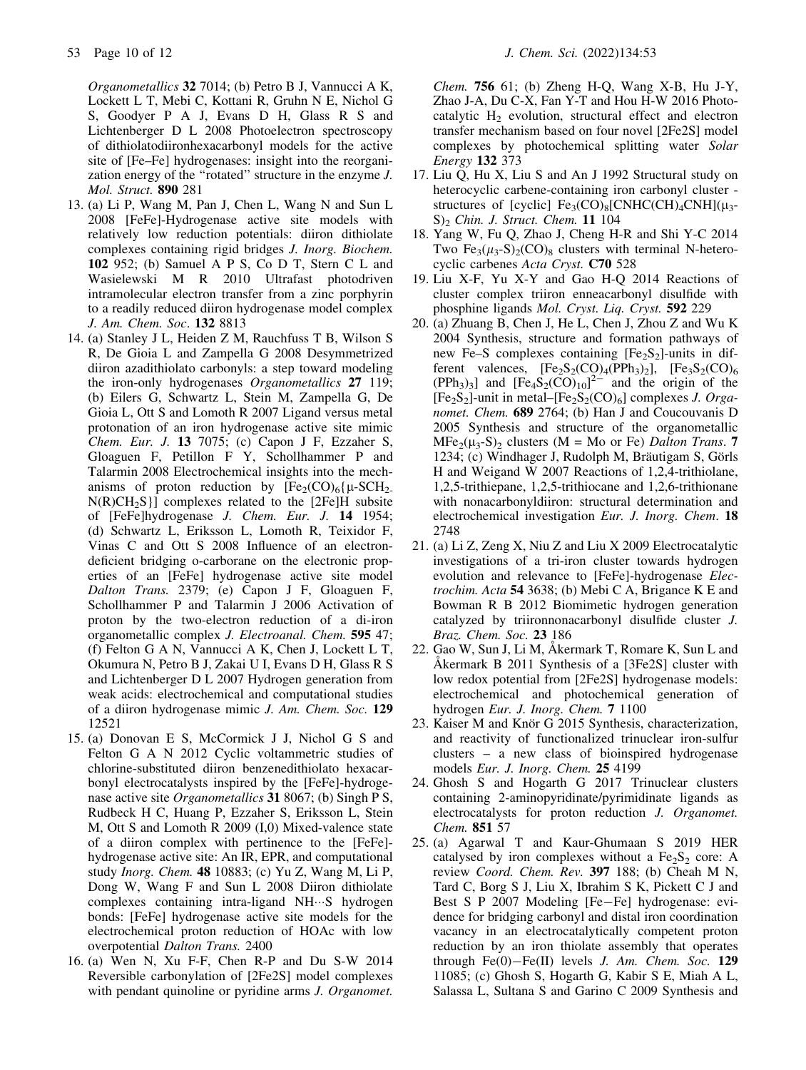*Organometallics* **32** 7014; (b) Petro B J, Vannucci A K, Lockett L T, Mebi C, Kottani R, Gruhn N E, Nichol G S, Goodyer P A J, Evans D H, Glass R S and Lichtenberger D L 2008 Photoelectron spectroscopy of dithiolatodiironhexacarbonyl models for the active site of [Fe–Fe] hydrogenases: insight into the reorganization energy of the "rotated" structure in the enzyme *J. Mol. Struct.* **890** 281

13. (a) Li P, Wang M, Pan J, Chen L, Wang N and Sun L 2008 [FeFe]-Hydrogenase active site models with relatively low reduction potentials: diiron dithiolate complexes containing rigid bridges *J. Inorg. Biochem.* **102** 952; (b) Samuel A P S, Co D T, Stern C L and Wasielewski M R 2010 Ultrafast photodriven intramolecular electron transfer from a zinc porphyrin to a readily reduced diiron hydrogenase model complex *J. Am. Chem. Soc*. **132** 8813
14. (a) Stanley J L, Heiden Z M, Rauchfuss T B, Wilson S R, De Gioia L and Zampella G 2008 Desymmetrized diiron azadithiolato carbonyls: a step toward modeling the iron-only hydrogenases *Organometallics* **27** 119; (b) Eilers G, Schwartz L, Stein M, Zampella G, De Gioia L, Ott S and Lomoth R 2007 Ligand versus metal protonation of an iron hydrogenase active site mimic *Chem. Eur. J.* **13** 7075; (c) Capon J F, Ezzaher S, Gloaguen F, Petillon F Y, Schollhammer P and Talarmin 2008 Electrochemical insights into the mechanisms of proton reduction by $[Fe_2(CO)_6\{\mu\text{-}SCH_2N(R)CH_2S\}]$ complexes related to the [2Fe]H subsite of [FeFe]hydrogenase *J. Chem. Eur. J.* **14** 1954; (d) Schwartz L, Eriksson L, Lomoth R, Teixidor F, Vinas C and Ott S 2008 Influence of an electron-deficient bridging o-carborane on the electronic properties of an [FeFe] hydrogenase active site model *Dalton Trans.* 2379; (e) Capon J F, Gloaguen F, Schollhammer P and Talarmin J 2006 Activation of proton by the two-electron reduction of a di-iron organometallic complex *J. Electroanal. Chem.* **595** 47; (f) Felton G A N, Vannucci A K, Chen J, Lockett L T, Okumura N, Petro B J, Zakai U I, Evans D H, Glass R S and Lichtenberger D L 2007 Hydrogen generation from weak acids: electrochemical and computational studies of a diiron hydrogenase mimic *J. Am. Chem. Soc.* **129** 12521
15. (a) Donovan E S, McCormick J J, Nichol G S and Felton G A N 2012 Cyclic voltammetric studies of chlorine-substituted diiron benzenedithiolato hexacarbonyl electrocatalysts inspired by the [FeFe]-hydrogenase active site *Organometallics* **31** 8067; (b) Singh P S, Rudbeck H C, Huang P, Ezzaher S, Eriksson L, Stein M, Ott S and Lomoth R 2009 (I,0) Mixed-valence state of a diiron complex with pertinence to the [FeFe]-hydrogenase active site: An IR, EPR, and computational study *Inorg. Chem.* **48** 10883; (c) Yu Z, Wang M, Li P, Dong W, Wang F and Sun L 2008 Diiron dithiolate complexes containing intra-ligand NH···S hydrogen bonds: [FeFe] hydrogenase active site models for the electrochemical proton reduction of HOAc with low overpotential *Dalton Trans.* 2400
16. (a) Wen N, Xu F-F, Chen R-P and Du S-W 2014 Reversible carbonylation of [2Fe2S] model complexes with pendant quinoline or pyridine arms *J. Organomet. Chem.* **756** 61; (b) Zheng H-Q, Wang X-B, Hu J-Y, Zhao J-A, Du C-X, Fan Y-T and Hou H-W 2016 Photocatalytic $H_2$ evolution, structural effect and electron transfer mechanism based on four novel [2Fe2S] model complexes by photochemical splitting water *Solar Energy* **132** 373
17. Liu Q, Hu X, Liu S and An J 1992 Structural study on heterocyclic carbene-containing iron carbonyl cluster - structures of [cyclic] $Fe_3(CO)_8[CNHC(CH)_4CNH](\mu_3\text{-}S)_2$ *Chin. J. Struct. Chem.* **11** 104
18. Yang W, Fu Q, Zhao J, Cheng H-R and Shi Y-C 2014 Two $Fe_3(\mu_3\text{-}S)_2(CO)_8$ clusters with terminal N-heterocyclic carbenes *Acta Cryst.* **C70** 528
19. Liu X-F, Yu X-Y and Gao H-Q 2014 Reactions of cluster complex triiron enneacarbonyl disulfide with phosphine ligands *Mol. Cryst. Liq. Cryst.* **592** 229
20. (a) Zhuang B, Chen J, He L, Chen J, Zhou Z and Wu K 2004 Synthesis, structure and formation pathways of new Fe–S complexes containing $[Fe_2S_2]$-units in different valences, $[Fe_2S_2(CO)_4(PPh_3)_2]$, $[Fe_3S_2(CO)_6(PPh_3)_3]$ and $[Fe_4S_2(CO)_{10}]^{2-}$ and the origin of the $[Fe_2S_2]$-unit in metal–$[Fe_2S_2(CO)_6]$ complexes *J. Organomet. Chem.* **689** 2764; (b) Han J and Coucouvanis D 2005 Synthesis and structure of the organometallic $MFe_2(\mu_3\text{-}S)_2$ clusters (M = Mo or Fe) *Dalton Trans.* **7** 1234; (c) Windhager J, Rudolph M, Bräutigam S, Görls H and Weigand W 2007 Reactions of 1,2,4-trithiolane, 1,2,5-trithiepane, 1,2,5-trithiocane and 1,2,6-trithionane with nonacarbonyldiiron: structural determination and electrochemical investigation *Eur. J. Inorg. Chem*. **18** 2748
21. (a) Li Z, Zeng X, Niu Z and Liu X 2009 Electrocatalytic investigations of a tri-iron cluster towards hydrogen evolution and relevance to [FeFe]-hydrogenase *Electrochim. Acta* **54** 3638; (b) Mebi C A, Brigance K E and Bowman R B 2012 Biomimetic hydrogen generation catalyzed by triironnonacarbonyl disulfide cluster *J. Braz. Chem. Soc.* **23** 186
22. Gao W, Sun J, Li M, Åkermark T, Romare K, Sun L and Åkermark B 2011 Synthesis of a [3Fe2S] cluster with low redox potential from [2Fe2S] hydrogenase models: electrochemical and photochemical generation of hydrogen *Eur. J. Inorg. Chem.* **7** 1100
23. Kaiser M and Knör G 2015 Synthesis, characterization, and reactivity of functionalized trinuclear iron-sulfur clusters – a new class of bioinspired hydrogenase models *Eur. J. Inorg. Chem.* **25** 4199
24. Ghosh S and Hogarth G 2017 Trinuclear clusters containing 2-aminopyridinate/pyrimidinate ligands as electrocatalysts for proton reduction *J. Organomet. Chem.* **851** 57
25. (a) Agarwal T and Kaur-Ghumaan S 2019 HER catalysed by iron complexes without a $Fe_2S_2$ core: A review *Coord. Chem. Rev.* **397** 188; (b) Cheah M N, Tard C, Borg S J, Liu X, Ibrahim S K, Pickett C J and Best S P 2007 Modeling [Fe−Fe] hydrogenase: evidence for bridging carbonyl and distal iron coordination vacancy in an electrocatalytically competent proton reduction by an iron thiolate assembly that operates through Fe(0)−Fe(II) levels *J. Am. Chem. Soc.* **129** 11085; (c) Ghosh S, Hogarth G, Kabir S E, Miah A L, Salassa L, Sultana S and Garino C 2009 Synthesis and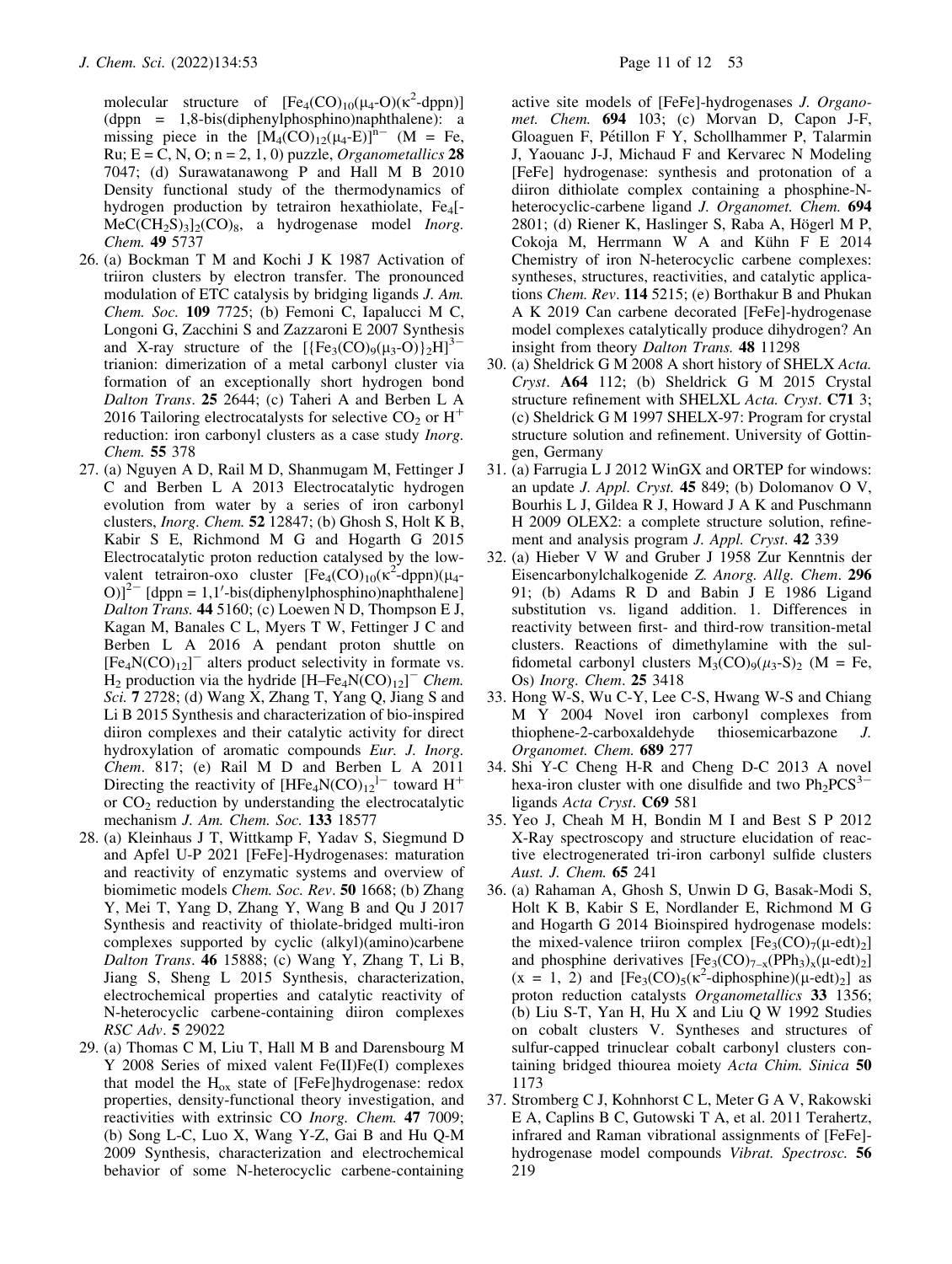molecular structure of $[Fe_4(CO)_{10}(\mu_4\text{-}O)(\kappa^2\text{-dppn})]$ (dppn = 1,8-bis(diphenylphosphino)naphthalene): a missing piece in the $[M_4(CO)_{12}(\mu_4\text{-}E)]^{n-}$ (M = Fe, Ru; E = C, N, O; n = 2, 1, 0) puzzle, *Organometallics* **28** 7047; (d) Surawatanawong P and Hall M B 2010 Density functional study of the thermodynamics of hydrogen production by tetrairon hexathiolate, $Fe_4[\text{-}MeC(CH_2S)_3]_2(CO)_8$, a hydrogenase model *Inorg. Chem.* **49** 5737

26. (a) Bockman T M and Kochi J K 1987 Activation of triiron clusters by electron transfer. The pronounced modulation of ETC catalysis by bridging ligands *J. Am. Chem. Soc.* **109** 7725; (b) Femoni C, Iapalucci M C, Longoni G, Zacchini S and Zazzaroni E 2007 Synthesis and X-ray structure of the $[\{Fe_3(CO)_9(\mu_3\text{-}O)\}_2H]^{3-}$ trianion: dimerization of a metal carbonyl cluster via formation of an exceptionally short hydrogen bond *Dalton Trans*. **25** 2644; (c) Taheri A and Berben L A 2016 Tailoring electrocatalysts for selective $CO_2$ or $H^+$ reduction: iron carbonyl clusters as a case study *Inorg. Chem.* **55** 378
27. (a) Nguyen A D, Rail M D, Shanmugam M, Fettinger J C and Berben L A 2013 Electrocatalytic hydrogen evolution from water by a series of iron carbonyl clusters, *Inorg. Chem.* **52** 12847; (b) Ghosh S, Holt K B, Kabir S E, Richmond M G and Hogarth G 2015 Electrocatalytic proton reduction catalysed by the low-valent tetrairon-oxo cluster $[Fe_4(CO)_{10}(\kappa^2\text{-dppn})(\mu_4\text{-}O)]^{2-}$ [dppn = 1,1′-bis(diphenylphosphino)naphthalene] *Dalton Trans.* **44** 5160; (c) Loewen N D, Thompson E J, Kagan M, Banales C L, Myers T W, Fettinger J C and Berben L A 2016 A pendant proton shuttle on $[Fe_4N(CO)_{12}]^-$ alters product selectivity in formate vs. $H_2$ production via the hydride $[H\text{–}Fe_4N(CO)_{12}]^-$ *Chem. Sci.* **7** 2728; (d) Wang X, Zhang T, Yang Q, Jiang S and Li B 2015 Synthesis and characterization of bio-inspired diiron complexes and their catalytic activity for direct hydroxylation of aromatic compounds *Eur. J. Inorg. Chem*. 817; (e) Rail M D and Berben L A 2011 Directing the reactivity of $[HFe_4N(CO)_{12}]^{1-}$ toward $H^+$ or $CO_2$ reduction by understanding the electrocatalytic mechanism *J. Am. Chem. Soc.* **133** 18577
28. (a) Kleinhaus J T, Wittkamp F, Yadav S, Siegmund D and Apfel U-P 2021 [FeFe]-Hydrogenases: maturation and reactivity of enzymatic systems and overview of biomimetic models *Chem. Soc. Rev*. **50** 1668; (b) Zhang Y, Mei T, Yang D, Zhang Y, Wang B and Qu J 2017 Synthesis and reactivity of thiolate-bridged multi-iron complexes supported by cyclic (alkyl)(amino)carbene *Dalton Trans*. **46** 15888; (c) Wang Y, Zhang T, Li B, Jiang S, Sheng L 2015 Synthesis, characterization, electrochemical properties and catalytic reactivity of N-heterocyclic carbene-containing diiron complexes *RSC Adv*. **5** 29022
29. (a) Thomas C M, Liu T, Hall M B and Darensbourg M Y 2008 Series of mixed valent Fe(II)Fe(I) complexes that model the $H_{ox}$ state of [FeFe]hydrogenase: redox properties, density-functional theory investigation, and reactivities with extrinsic CO *Inorg. Chem.* **47** 7009; (b) Song L-C, Luo X, Wang Y-Z, Gai B and Hu Q-M 2009 Synthesis, characterization and electrochemical behavior of some N-heterocyclic carbene-containing active site models of [FeFe]-hydrogenases *J. Organomet. Chem.* **694** 103; (c) Morvan D, Capon J-F, Gloaguen F, Pétillon F Y, Schollhammer P, Talarmin J, Yaouanc J-J, Michaud F and Kervarec N Modeling [FeFe] hydrogenase: synthesis and protonation of a diiron dithiolate complex containing a phosphine-N-heterocyclic-carbene ligand *J. Organomet. Chem.* **694** 2801; (d) Riener K, Haslinger S, Raba A, Högerl M P, Cokoja M, Herrmann W A and Kühn F E 2014 Chemistry of iron N-heterocyclic carbene complexes: syntheses, structures, reactivities, and catalytic applications *Chem. Rev*. **114** 5215; (e) Borthakur B and Phukan A K 2019 Can carbene decorated [FeFe]-hydrogenase model complexes catalytically produce dihydrogen? An insight from theory *Dalton Trans.* **48** 11298
30. (a) Sheldrick G M 2008 A short history of SHELX *Acta. Cryst*. **A64** 112; (b) Sheldrick G M 2015 Crystal structure refinement with SHELXL *Acta. Cryst*. **C71** 3; (c) Sheldrick G M 1997 SHELX-97: Program for crystal structure solution and refinement. University of Gottingen, Germany
31. (a) Farrugia L J 2012 WinGX and ORTEP for windows: an update *J. Appl. Cryst.* **45** 849; (b) Dolomanov O V, Bourhis L J, Gildea R J, Howard J A K and Puschmann H 2009 OLEX2: a complete structure solution, refinement and analysis program *J. Appl. Cryst*. **42** 339
32. (a) Hieber V W and Gruber J 1958 Zur Kenntnis der Eisencarbonylchalkogenide *Z. Anorg. Allg. Chem*. **296** 91; (b) Adams R D and Babin J E 1986 Ligand substitution vs. ligand addition. 1. Differences in reactivity between first- and third-row transition-metal clusters. Reactions of dimethylamine with the sulfidometal carbonyl clusters $M_3(CO)_9(\mu_3\text{-}S)_2$ (M = Fe, Os) *Inorg. Chem*. **25** 3418
33. Hong W-S, Wu C-Y, Lee C-S, Hwang W-S and Chiang M Y 2004 Novel iron carbonyl complexes from thiophene-2-carboxaldehyde thiosemicarbazone *J. Organomet. Chem.* **689** 277
34. Shi Y-C Cheng H-R and Cheng D-C 2013 A novel hexa-iron cluster with one disulfide and two $Ph_2PCS^{3-}$ ligands *Acta Cryst*. **C69** 581
35. Yeo J, Cheah M H, Bondin M I and Best S P 2012 X-Ray spectroscopy and structure elucidation of reactive electrogenerated tri-iron carbonyl sulfide clusters *Aust. J. Chem.* **65** 241
36. (a) Rahaman A, Ghosh S, Unwin D G, Basak-Modi S, Holt K B, Kabir S E, Nordlander E, Richmond M G and Hogarth G 2014 Bioinspired hydrogenase models: the mixed-valence triiron complex $[Fe_3(CO)_7(\mu\text{-edt})_2]$ and phosphine derivatives $[Fe_3(CO)_{7-x}(PPh_3)_x(\mu\text{-edt})_2]$ (x = 1, 2) and $[Fe_3(CO)_5(\kappa^2\text{-diphosphine})(\mu\text{-edt})_2]$ as proton reduction catalysts *Organometallics* **33** 1356; (b) Liu S-T, Yan H, Hu X and Liu Q W 1992 Studies on cobalt clusters V. Syntheses and structures of sulfur-capped trinuclear cobalt carbonyl clusters containing bridged thiourea moiety *Acta Chim. Sinica* **50** 1173
37. Stromberg C J, Kohnhorst C L, Meter G A V, Rakowski E A, Caplins B C, Gutowski T A, et al. 2011 Terahertz, infrared and Raman vibrational assignments of [FeFe]-hydrogenase model compounds *Vibrat. Spectrosc.* **56** 219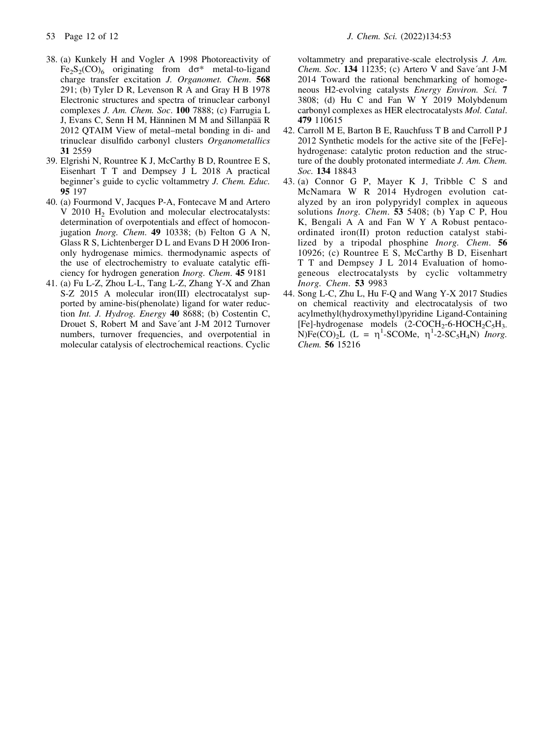38. (a) Kunkely H and Vogler A 1998 Photoreactivity of $Fe_2S_2(CO)_6$ originating from dσ* metal-to-ligand charge transfer excitation *J. Organomet. Chem*. **568** 291; (b) Tyler D R, Levenson R A and Gray H B 1978 Electronic structures and spectra of trinuclear carbonyl complexes *J. Am. Chem. Soc*. **100** 7888; (c) Farrugia L J, Evans C, Senn H M, Hänninen M M and Sillanpää R 2012 QTAIM View of metal–metal bonding in di- and trinuclear disulfido carbonyl clusters *Organometallics* **31** 2559
39. Elgrishi N, Rountree K J, McCarthy B D, Rountree E S, Eisenhart T T and Dempsey J L 2018 A practical beginner's guide to cyclic voltammetry *J. Chem. Educ.* **95** 197
40. (a) Fourmond V, Jacques P-A, Fontecave M and Artero V 2010 $H_2$ Evolution and molecular electrocatalysts: determination of overpotentials and effect of homoconjugation *Inorg. Chem*. **49** 10338; (b) Felton G A N, Glass R S, Lichtenberger D L and Evans D H 2006 Iron-only hydrogenase mimics. thermodynamic aspects of the use of electrochemistry to evaluate catalytic efficiency for hydrogen generation *Inorg. Chem*. **45** 9181
41. (a) Fu L-Z, Zhou L-L, Tang L-Z, Zhang Y-X and Zhan S-Z 2015 A molecular iron(III) electrocatalyst supported by amine-bis(phenolate) ligand for water reduction *Int. J. Hydrog. Energy* **40** 8688; (b) Costentin C, Drouet S, Robert M and Save´ant J-M 2012 Turnover numbers, turnover frequencies, and overpotential in molecular catalysis of electrochemical reactions. Cyclic voltammetry and preparative-scale electrolysis *J. Am. Chem. Soc*. **134** 11235; (c) Artero V and Save´ant J-M 2014 Toward the rational benchmarking of homogeneous H2-evolving catalysts *Energy Environ. Sci.* **7** 3808; (d) Hu C and Fan W Y 2019 Molybdenum carbonyl complexes as HER electrocatalysts *Mol. Catal*. **479** 110615
42. Carroll M E, Barton B E, Rauchfuss T B and Carroll P J 2012 Synthetic models for the active site of the [FeFe]-hydrogenase: catalytic proton reduction and the structure of the doubly protonated intermediate *J. Am. Chem. Soc.* **134** 18843
43. (a) Connor G P, Mayer K J, Tribble C S and McNamara W R 2014 Hydrogen evolution catalyzed by an iron polypyridyl complex in aqueous solutions *Inorg. Chem*. **53** 5408; (b) Yap C P, Hou K, Bengali A A and Fan W Y A Robust pentacoordinated iron(II) proton reduction catalyst stabilized by a tripodal phosphine *Inorg. Chem*. **56** 10926; (c) Rountree E S, McCarthy B D, Eisenhart T T and Dempsey J L 2014 Evaluation of homogeneous electrocatalysts by cyclic voltammetry *Inorg. Chem*. **53** 9983
44. Song L-C, Zhu L, Hu F-Q and Wang Y-X 2017 Studies on chemical reactivity and electrocatalysis of two acylmethyl(hydroxymethyl)pyridine Ligand-Containing [Fe]-hydrogenase models ($2\text{-COCH}_2\text{-6-HOCH}_2\text{C}_5\text{H}_3\text{N}$)$Fe(CO)_2L$ (L = $\eta^1$-SCOMe, $\eta^1$-2-$SC_5H_4N$) *Inorg. Chem.* **56** 15216